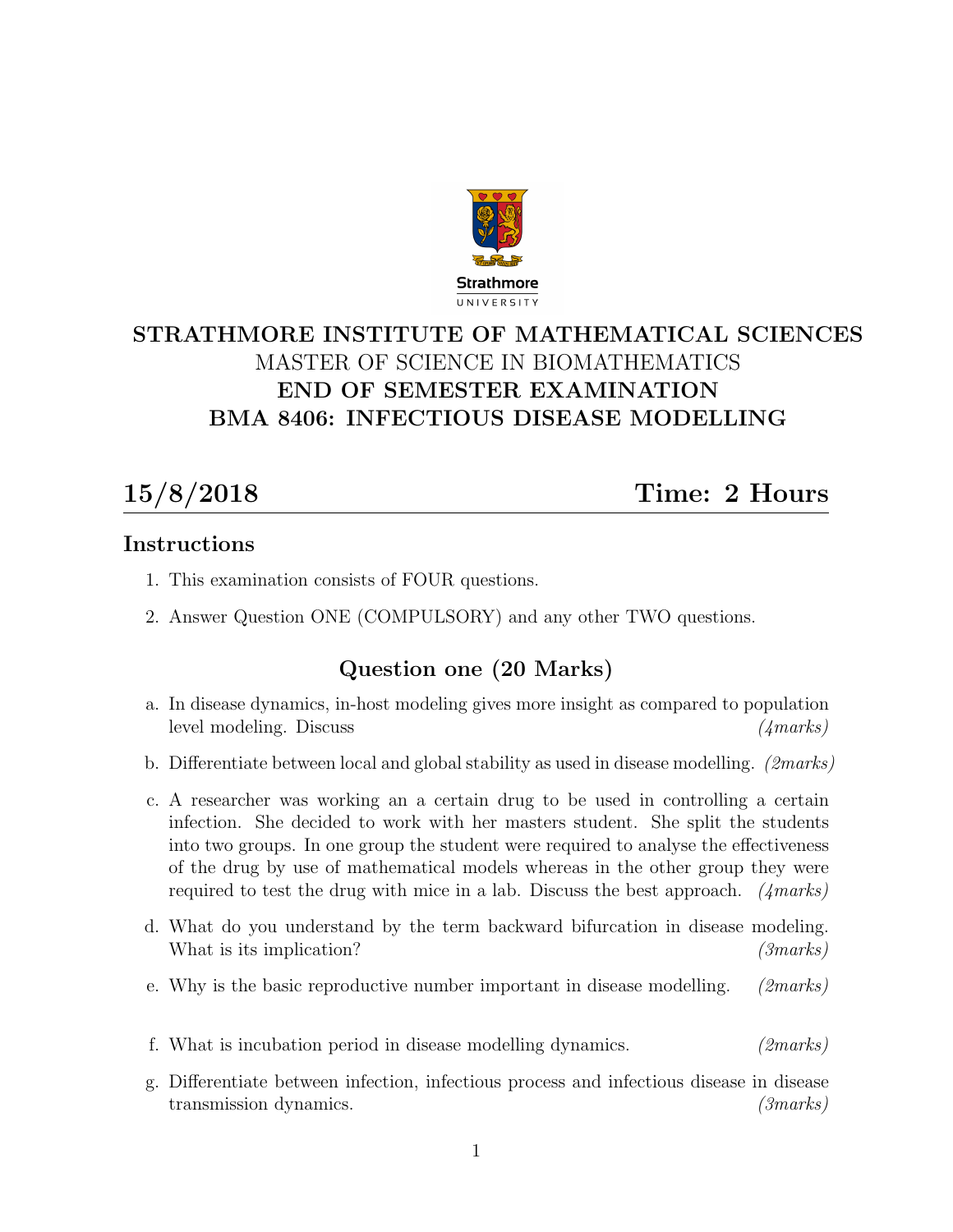# STRATHMORE INSTITUTE OF MATHEMATICAL SCIENCES

MASTER OF SCIENCE IN BIOMATHEMATICS

**END OF SEMESTER EXAMINATION**

**BMA 8406: INFECTIOUS DISEASE MODELLING**

## 15/8/2018 Time: 2 Hours

## Instructions

1. This examination consists of FOUR questions.
2. Answer Question ONE (COMPULSORY) and any other TWO questions.

## Question one (20 Marks)

a. In disease dynamics, in-host modeling gives more insight as compared to population level modeling. Discuss *(4marks)*

b. Differentiate between local and global stability as used in disease modelling. *(2marks)*

c. A researcher was working an a certain drug to be used in controlling a certain infection. She decided to work with her masters student. She split the students into two groups. In one group the student were required to analyse the effectiveness of the drug by use of mathematical models whereas in the other group they were required to test the drug with mice in a lab. Discuss the best approach. *(4marks)*

d. What do you understand by the term backward bifurcation in disease modeling. What is its implication? *(3marks)*

e. Why is the basic reproductive number important in disease modelling. *(2marks)*

f. What is incubation period in disease modelling dynamics. *(2marks)*

g. Differentiate between infection, infectious process and infectious disease in disease transmission dynamics. *(3marks)*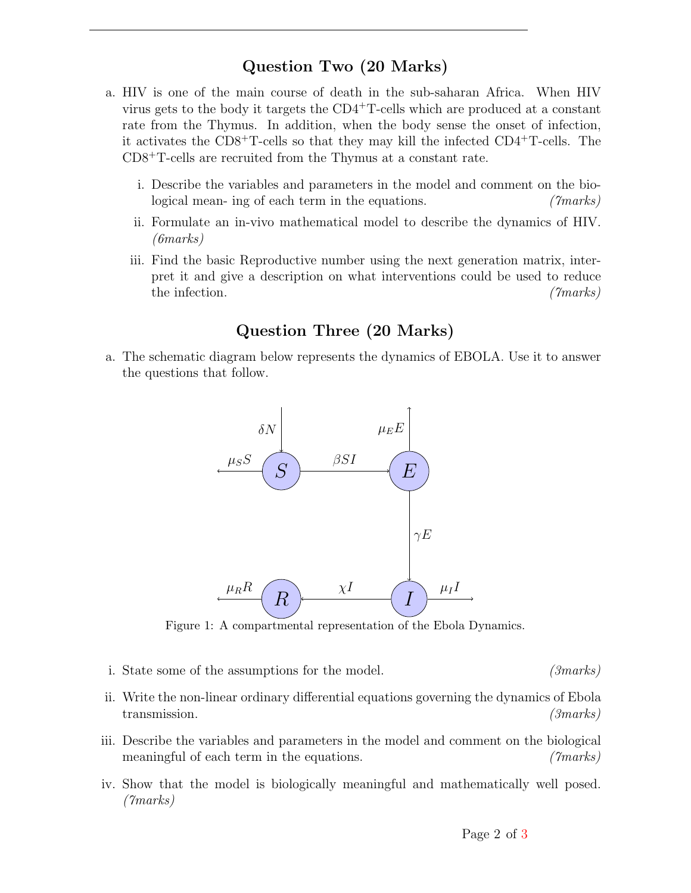## Question Two (20 Marks)

a. HIV is one of the main course of death in the sub-saharan Africa. When HIV virus gets to the body it targets the $CD4^{+}$T-cells which are produced at a constant rate from the Thymus. In addition, when the body sense the onset of infection, it activates the $CD8^{+}$T-cells so that they may kill the infected $CD4^{+}$T-cells. The $CD8^{+}$T-cells are recruited from the Thymus at a constant rate.

   i. Describe the variables and parameters in the model and comment on the biological mean- ing of each term in the equations. *(7marks)*

   ii. Formulate an in-vivo mathematical model to describe the dynamics of HIV. *(6marks)*

   iii. Find the basic Reproductive number using the next generation matrix, interpret it and give a description on what interventions could be used to reduce the infection. *(7marks)*

## Question Three (20 Marks)

a. The schematic diagram below represents the dynamics of EBOLA. Use it to answer the questions that follow.

Compartments: $S$, $E$, $I$, $R$. Flows: $\delta N$ into $S$; $\mu_S S$ out of $S$; $\beta S I$ from $S$ to $E$; $\mu_E E$ out of $E$; $\gamma E$ from $E$ to $I$; $\mu_I I$ out of $I$; $\chi I$ from $I$ to $R$; $\mu_R R$ out of $R$.

Figure 1: A compartmental representation of the Ebola Dynamics.

i. State some of the assumptions for the model. *(3marks)*

ii. Write the non-linear ordinary differential equations governing the dynamics of Ebola transmission. *(3marks)*

iii. Describe the variables and parameters in the model and comment on the biological meaningful of each term in the equations. *(7marks)*

iv. Show that the model is biologically meaningful and mathematically well posed. *(7marks)*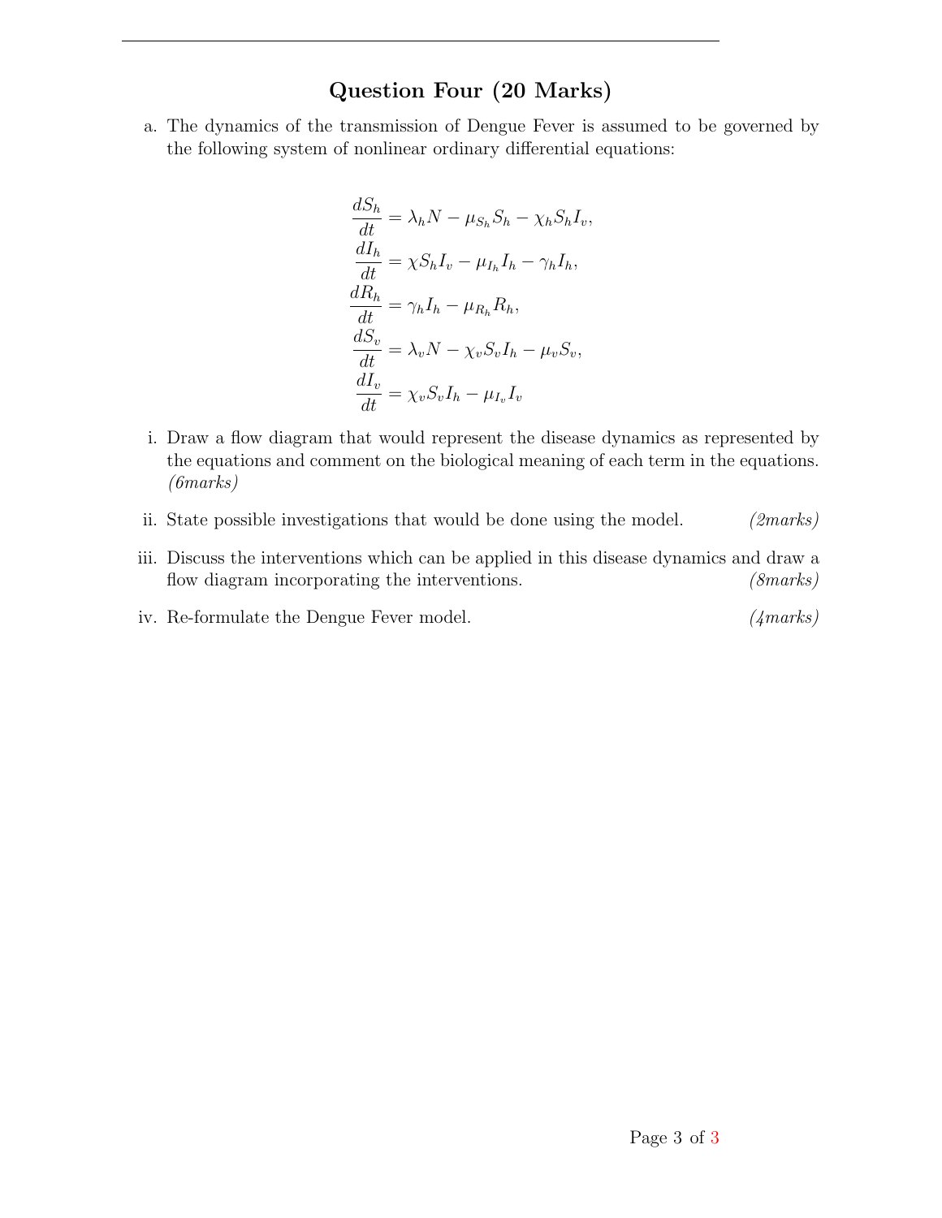## Question Four (20 Marks)

a. The dynamics of the transmission of Dengue Fever is assumed to be governed by the following system of nonlinear ordinary differential equations:

$$
\begin{aligned}
\frac{dS_h}{dt} &= \lambda_h N - \mu_{S_h} S_h - \chi_h S_h I_v, \\
\frac{dI_h}{dt} &= \chi S_h I_v - \mu_{I_h} I_h - \gamma_h I_h, \\
\frac{dR_h}{dt} &= \gamma_h I_h - \mu_{R_h} R_h, \\
\frac{dS_v}{dt} &= \lambda_v N - \chi_v S_v I_h - \mu_v S_v, \\
\frac{dI_v}{dt} &= \chi_v S_v I_h - \mu_{I_v} I_v
\end{aligned}
$$

i. Draw a flow diagram that would represent the disease dynamics as represented by the equations and comment on the biological meaning of each term in the equations. *(6marks)*

ii. State possible investigations that would be done using the model. *(2marks)*

iii. Discuss the interventions which can be applied in this disease dynamics and draw a flow diagram incorporating the interventions. *(8marks)*

iv. Re-formulate the Dengue Fever model. *(4marks)*